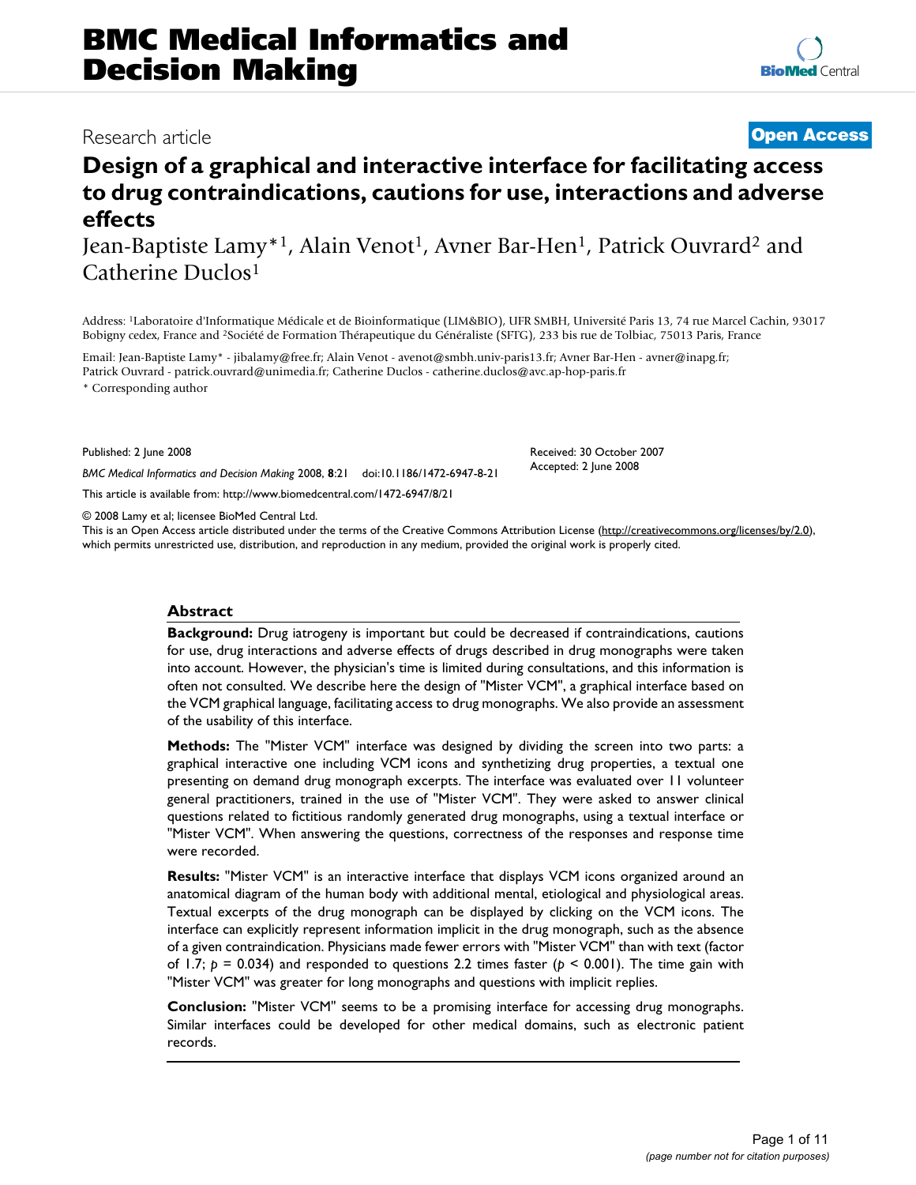# BMC Medical Informatics and Decision Making

Research article

**Open Access**

## Design of a graphical and interactive interface for facilitating access to drug contraindications, cautions for use, interactions and adverse effects

Jean-Baptiste Lamy*[1], Alain Venot[1], Avner Bar-Hen[1], Patrick Ouvrard[2] and Catherine Duclos[1]

Address: [1]Laboratoire d'Informatique Médicale et de Bioinformatique (LIM&BIO), UFR SMBH, Université Paris 13, 74 rue Marcel Cachin, 93017 Bobigny cedex, France and [2]Société de Formation Thérapeutique du Généraliste (SFTG), 233 bis rue de Tolbiac, 75013 Paris, France

Email: Jean-Baptiste Lamy* - jibalamy@free.fr; Alain Venot - avenot@smbh.univ-paris13.fr; Avner Bar-Hen - avner@inapg.fr; Patrick Ouvrard - patrick.ouvrard@unimedia.fr; Catherine Duclos - catherine.duclos@avc.ap-hop-paris.fr

\* Corresponding author

Published: 2 June 2008

*BMC Medical Informatics and Decision Making* 2008, **8**:21 doi:10.1186/1472-6947-8-21

Received: 30 October 2007

Accepted: 2 June 2008

This article is available from: http://www.biomedcentral.com/1472-6947/8/21

© 2008 Lamy et al; licensee BioMed Central Ltd.

This is an Open Access article distributed under the terms of the Creative Commons Attribution License (http://creativecommons.org/licenses/by/2.0), which permits unrestricted use, distribution, and reproduction in any medium, provided the original work is properly cited.

## Abstract

**Background:** Drug iatrogeny is important but could be decreased if contraindications, cautions for use, drug interactions and adverse effects of drugs described in drug monographs were taken into account. However, the physician's time is limited during consultations, and this information is often not consulted. We describe here the design of "Mister VCM", a graphical interface based on the VCM graphical language, facilitating access to drug monographs. We also provide an assessment of the usability of this interface.

**Methods:** The "Mister VCM" interface was designed by dividing the screen into two parts: a graphical interactive one including VCM icons and synthetizing drug properties, a textual one presenting on demand drug monograph excerpts. The interface was evaluated over 11 volunteer general practitioners, trained in the use of "Mister VCM". They were asked to answer clinical questions related to fictitious randomly generated drug monographs, using a textual interface or "Mister VCM". When answering the questions, correctness of the responses and response time were recorded.

**Results:** "Mister VCM" is an interactive interface that displays VCM icons organized around an anatomical diagram of the human body with additional mental, etiological and physiological areas. Textual excerpts of the drug monograph can be displayed by clicking on the VCM icons. The interface can explicitly represent information implicit in the drug monograph, such as the absence of a given contraindication. Physicians made fewer errors with "Mister VCM" than with text (factor of 1.7; $p = 0.034$) and responded to questions 2.2 times faster ($p < 0.001$). The time gain with "Mister VCM" was greater for long monographs and questions with implicit replies.

**Conclusion:** "Mister VCM" seems to be a promising interface for accessing drug monographs. Similar interfaces could be developed for other medical domains, such as electronic patient records.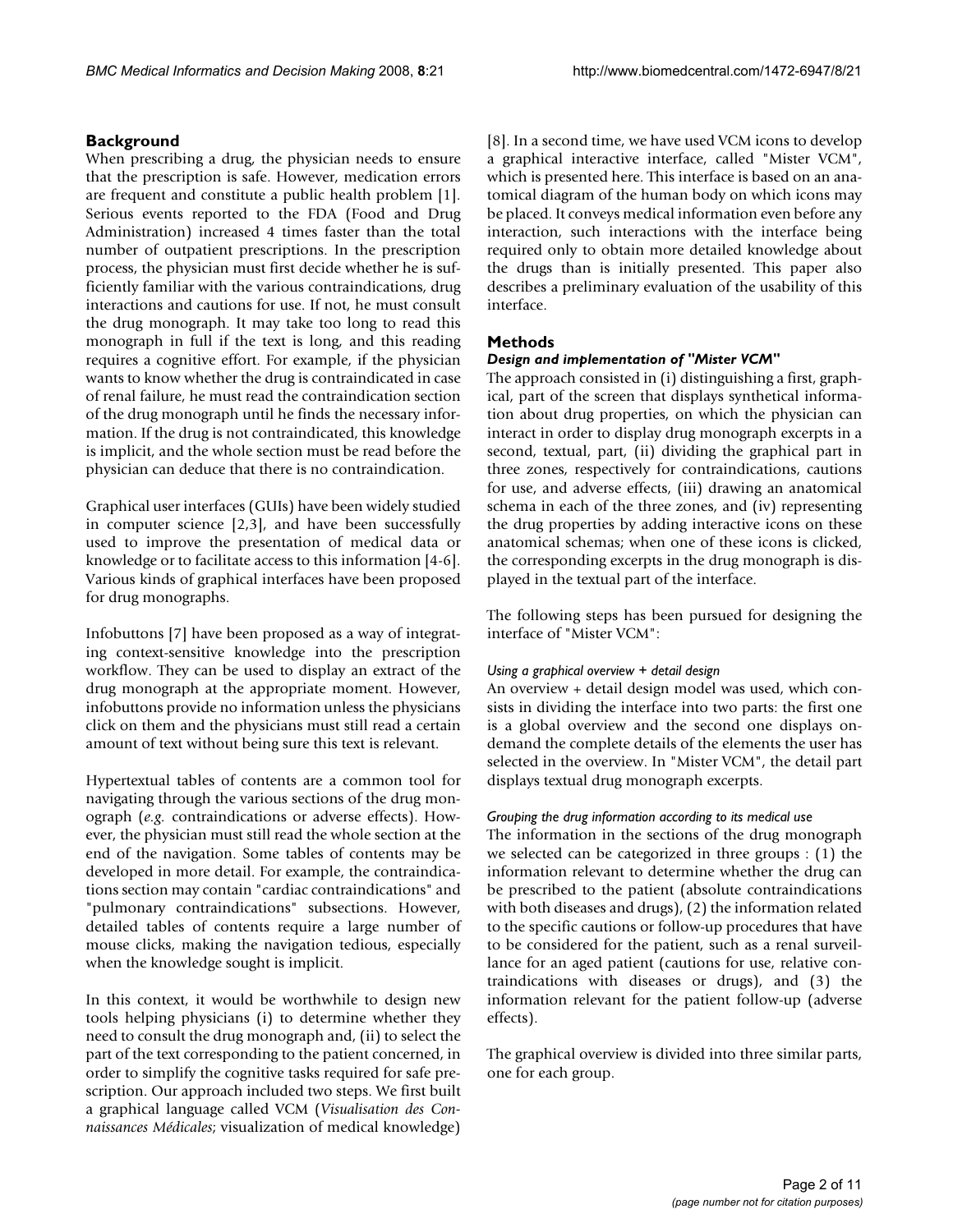## Background

When prescribing a drug, the physician needs to ensure that the prescription is safe. However, medication errors are frequent and constitute a public health problem [1]. Serious events reported to the FDA (Food and Drug Administration) increased 4 times faster than the total number of outpatient prescriptions. In the prescription process, the physician must first decide whether he is sufficiently familiar with the various contraindications, drug interactions and cautions for use. If not, he must consult the drug monograph. It may take too long to read this monograph in full if the text is long, and this reading requires a cognitive effort. For example, if the physician wants to know whether the drug is contraindicated in case of renal failure, he must read the contraindication section of the drug monograph until he finds the necessary information. If the drug is not contraindicated, this knowledge is implicit, and the whole section must be read before the physician can deduce that there is no contraindication.

Graphical user interfaces (GUIs) have been widely studied in computer science [2,3], and have been successfully used to improve the presentation of medical data or knowledge or to facilitate access to this information [4-6]. Various kinds of graphical interfaces have been proposed for drug monographs.

Infobuttons [7] have been proposed as a way of integrating context-sensitive knowledge into the prescription workflow. They can be used to display an extract of the drug monograph at the appropriate moment. However, infobuttons provide no information unless the physicians click on them and the physicians must still read a certain amount of text without being sure this text is relevant.

Hypertextual tables of contents are a common tool for navigating through the various sections of the drug monograph (*e.g.* contraindications or adverse effects). However, the physician must still read the whole section at the end of the navigation. Some tables of contents may be developed in more detail. For example, the contraindications section may contain "cardiac contraindications" and "pulmonary contraindications" subsections. However, detailed tables of contents require a large number of mouse clicks, making the navigation tedious, especially when the knowledge sought is implicit.

In this context, it would be worthwhile to design new tools helping physicians (i) to determine whether they need to consult the drug monograph and, (ii) to select the part of the text corresponding to the patient concerned, in order to simplify the cognitive tasks required for safe prescription. Our approach included two steps. We first built a graphical language called VCM (*Visualisation des Connaissances Médicales*; visualization of medical knowledge) [8]. In a second time, we have used VCM icons to develop a graphical interactive interface, called "Mister VCM", which is presented here. This interface is based on an anatomical diagram of the human body on which icons may be placed. It conveys medical information even before any interaction, such interactions with the interface being required only to obtain more detailed knowledge about the drugs than is initially presented. This paper also describes a preliminary evaluation of the usability of this interface.

## Methods

### *Design and implementation of "Mister VCM"*

The approach consisted in (i) distinguishing a first, graphical, part of the screen that displays synthetical information about drug properties, on which the physician can interact in order to display drug monograph excerpts in a second, textual, part, (ii) dividing the graphical part in three zones, respectively for contraindications, cautions for use, and adverse effects, (iii) drawing an anatomical schema in each of the three zones, and (iv) representing the drug properties by adding interactive icons on these anatomical schemas; when one of these icons is clicked, the corresponding excerpts in the drug monograph is displayed in the textual part of the interface.

The following steps has been pursued for designing the interface of "Mister VCM":

#### *Using a graphical overview + detail design*

An overview + detail design model was used, which consists in dividing the interface into two parts: the first one is a global overview and the second one displays on-demand the complete details of the elements the user has selected in the overview. In "Mister VCM", the detail part displays textual drug monograph excerpts.

#### *Grouping the drug information according to its medical use*

The information in the sections of the drug monograph we selected can be categorized in three groups : (1) the information relevant to determine whether the drug can be prescribed to the patient (absolute contraindications with both diseases and drugs), (2) the information related to the specific cautions or follow-up procedures that have to be considered for the patient, such as a renal surveillance for an aged patient (cautions for use, relative contraindications with diseases or drugs), and (3) the information relevant for the patient follow-up (adverse effects).

The graphical overview is divided into three similar parts, one for each group.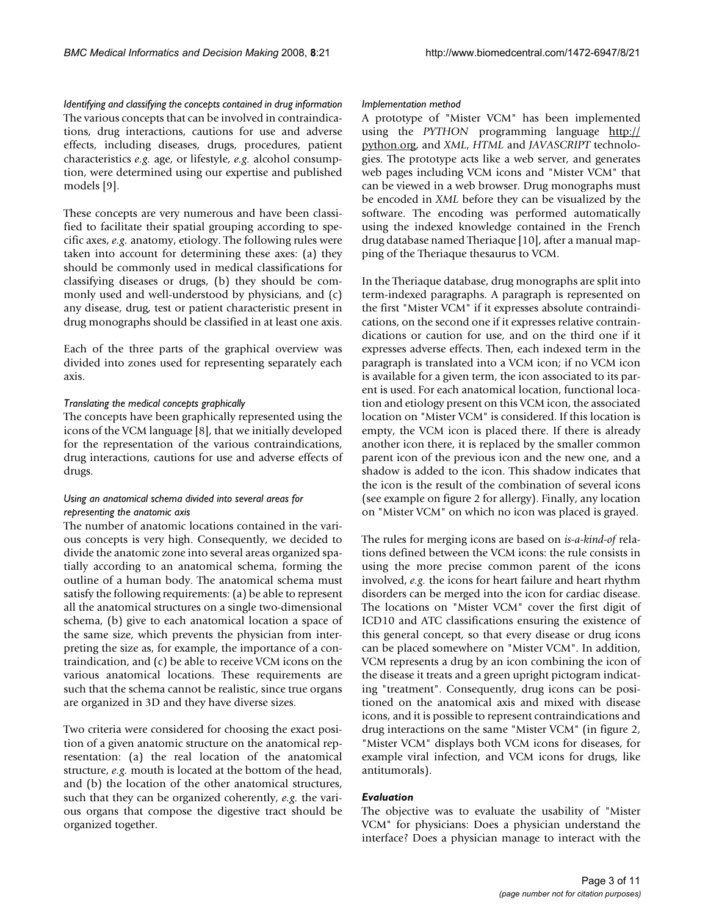#### *Identifying and classifying the concepts contained in drug information*

The various concepts that can be involved in contraindications, drug interactions, cautions for use and adverse effects, including diseases, drugs, procedures, patient characteristics *e.g.* age, or lifestyle, *e.g.* alcohol consumption, were determined using our expertise and published models [9].

These concepts are very numerous and have been classified to facilitate their spatial grouping according to specific axes, *e.g.* anatomy, etiology. The following rules were taken into account for determining these axes: (a) they should be commonly used in medical classifications for classifying diseases or drugs, (b) they should be commonly used and well-understood by physicians, and (c) any disease, drug, test or patient characteristic present in drug monographs should be classified in at least one axis.

Each of the three parts of the graphical overview was divided into zones used for representing separately each axis.

#### *Translating the medical concepts graphically*

The concepts have been graphically represented using the icons of the VCM language [8], that we initially developed for the representation of the various contraindications, drug interactions, cautions for use and adverse effects of drugs.

#### *Using an anatomical schema divided into several areas for representing the anatomic axis*

The number of anatomic locations contained in the various concepts is very high. Consequently, we decided to divide the anatomic zone into several areas organized spatially according to an anatomical schema, forming the outline of a human body. The anatomical schema must satisfy the following requirements: (a) be able to represent all the anatomical structures on a single two-dimensional schema, (b) give to each anatomical location a space of the same size, which prevents the physician from interpreting the size as, for example, the importance of a contraindication, and (c) be able to receive VCM icons on the various anatomical locations. These requirements are such that the schema cannot be realistic, since true organs are organized in 3D and they have diverse sizes.

Two criteria were considered for choosing the exact position of a given anatomic structure on the anatomical representation: (a) the real location of the anatomical structure, *e.g.* mouth is located at the bottom of the head, and (b) the location of the other anatomical structures, such that they can be organized coherently, *e.g.* the various organs that compose the digestive tract should be organized together.

#### *Implementation method*

A prototype of "Mister VCM" has been implemented using the *PYTHON* programming language http://python.org, and *XML*, *HTML* and *JAVASCRIPT* technologies. The prototype acts like a web server, and generates web pages including VCM icons and "Mister VCM" that can be viewed in a web browser. Drug monographs must be encoded in *XML* before they can be visualized by the software. The encoding was performed automatically using the indexed knowledge contained in the French drug database named Theriaque [10], after a manual mapping of the Theriaque thesaurus to VCM.

In the Theriaque database, drug monographs are split into term-indexed paragraphs. A paragraph is represented on the first "Mister VCM" if it expresses absolute contraindications, on the second one if it expresses relative contraindications or caution for use, and on the third one if it expresses adverse effects. Then, each indexed term in the paragraph is translated into a VCM icon; if no VCM icon is available for a given term, the icon associated to its parent is used. For each anatomical location, functional location and etiology present on this VCM icon, the associated location on "Mister VCM" is considered. If this location is empty, the VCM icon is placed there. If there is already another icon there, it is replaced by the smaller common parent icon of the previous icon and the new one, and a shadow is added to the icon. This shadow indicates that the icon is the result of the combination of several icons (see example on figure 2 for allergy). Finally, any location on "Mister VCM" on which no icon was placed is grayed.

The rules for merging icons are based on *is-a-kind-of* relations defined between the VCM icons: the rule consists in using the more precise common parent of the icons involved, *e.g.* the icons for heart failure and heart rhythm disorders can be merged into the icon for cardiac disease. The locations on "Mister VCM" cover the first digit of ICD10 and ATC classifications ensuring the existence of this general concept, so that every disease or drug icons can be placed somewhere on "Mister VCM". In addition, VCM represents a drug by an icon combining the icon of the disease it treats and a green upright pictogram indicating "treatment". Consequently, drug icons can be positioned on the anatomical axis and mixed with disease icons, and it is possible to represent contraindications and drug interactions on the same "Mister VCM" (in figure 2, "Mister VCM" displays both VCM icons for diseases, for example viral infection, and VCM icons for drugs, like antitumorals).

### *Evaluation*

The objective was to evaluate the usability of "Mister VCM" for physicians: Does a physician understand the interface? Does a physician manage to interact with the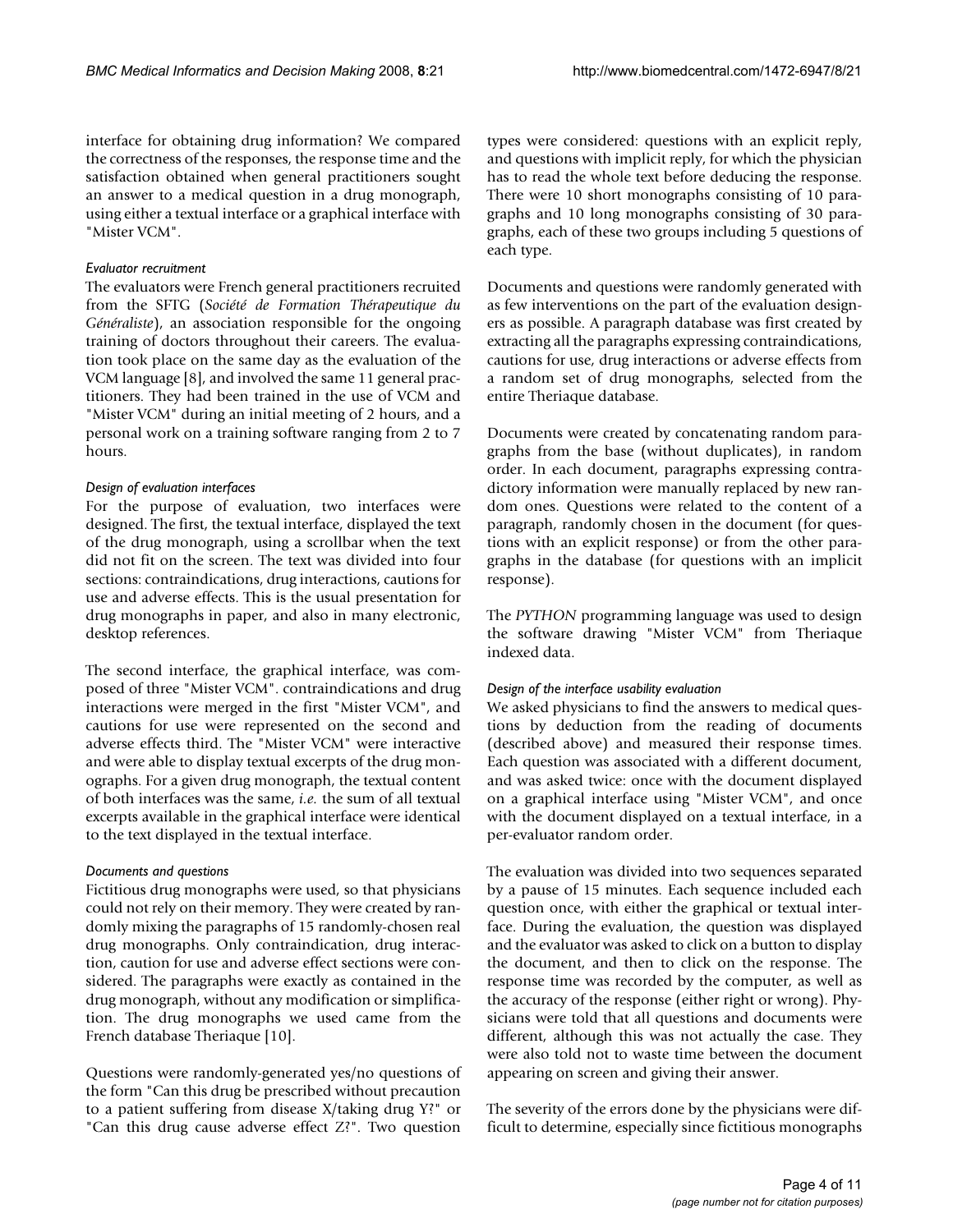interface for obtaining drug information? We compared the correctness of the responses, the response time and the satisfaction obtained when general practitioners sought an answer to a medical question in a drug monograph, using either a textual interface or a graphical interface with "Mister VCM".

### *Evaluator recruitment*

The evaluators were French general practitioners recruited from the SFTG (*Société de Formation Thérapeutique du Généraliste*), an association responsible for the ongoing training of doctors throughout their careers. The evaluation took place on the same day as the evaluation of the VCM language [8], and involved the same 11 general practitioners. They had been trained in the use of VCM and "Mister VCM" during an initial meeting of 2 hours, and a personal work on a training software ranging from 2 to 7 hours.

### *Design of evaluation interfaces*

For the purpose of evaluation, two interfaces were designed. The first, the textual interface, displayed the text of the drug monograph, using a scrollbar when the text did not fit on the screen. The text was divided into four sections: contraindications, drug interactions, cautions for use and adverse effects. This is the usual presentation for drug monographs in paper, and also in many electronic, desktop references.

The second interface, the graphical interface, was composed of three "Mister VCM". contraindications and drug interactions were merged in the first "Mister VCM", and cautions for use were represented on the second and adverse effects third. The "Mister VCM" were interactive and were able to display textual excerpts of the drug monographs. For a given drug monograph, the textual content of both interfaces was the same, *i.e.* the sum of all textual excerpts available in the graphical interface were identical to the text displayed in the textual interface.

### *Documents and questions*

Fictitious drug monographs were used, so that physicians could not rely on their memory. They were created by randomly mixing the paragraphs of 15 randomly-chosen real drug monographs. Only contraindication, drug interaction, caution for use and adverse effect sections were considered. The paragraphs were exactly as contained in the drug monograph, without any modification or simplification. The drug monographs we used came from the French database Theriaque [10].

Questions were randomly-generated yes/no questions of the form "Can this drug be prescribed without precaution to a patient suffering from disease X/taking drug Y?" or "Can this drug cause adverse effect Z?". Two question types were considered: questions with an explicit reply, and questions with implicit reply, for which the physician has to read the whole text before deducing the response. There were 10 short monographs consisting of 10 paragraphs and 10 long monographs consisting of 30 paragraphs, each of these two groups including 5 questions of each type.

Documents and questions were randomly generated with as few interventions on the part of the evaluation designers as possible. A paragraph database was first created by extracting all the paragraphs expressing contraindications, cautions for use, drug interactions or adverse effects from a random set of drug monographs, selected from the entire Theriaque database.

Documents were created by concatenating random paragraphs from the base (without duplicates), in random order. In each document, paragraphs expressing contradictory information were manually replaced by new random ones. Questions were related to the content of a paragraph, randomly chosen in the document (for questions with an explicit response) or from the other paragraphs in the database (for questions with an implicit response).

The *PYTHON* programming language was used to design the software drawing "Mister VCM" from Theriaque indexed data.

### *Design of the interface usability evaluation*

We asked physicians to find the answers to medical questions by deduction from the reading of documents (described above) and measured their response times. Each question was associated with a different document, and was asked twice: once with the document displayed on a graphical interface using "Mister VCM", and once with the document displayed on a textual interface, in a per-evaluator random order.

The evaluation was divided into two sequences separated by a pause of 15 minutes. Each sequence included each question once, with either the graphical or textual interface. During the evaluation, the question was displayed and the evaluator was asked to click on a button to display the document, and then to click on the response. The response time was recorded by the computer, as well as the accuracy of the response (either right or wrong). Physicians were told that all questions and documents were different, although this was not actually the case. They were also told not to waste time between the document appearing on screen and giving their answer.

The severity of the errors done by the physicians were difficult to determine, especially since fictitious monographs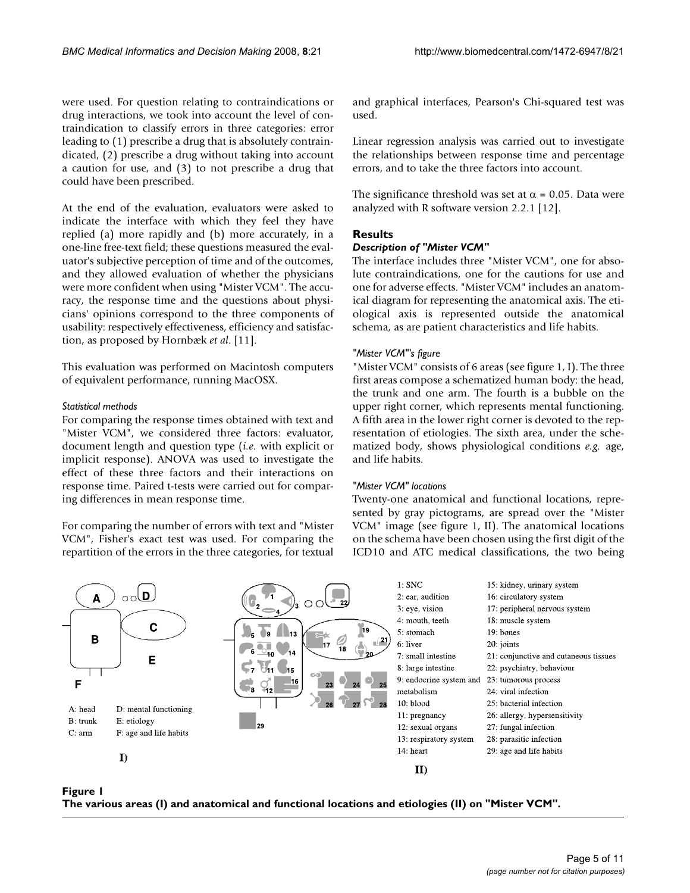were used. For question relating to contraindications or drug interactions, we took into account the level of contraindication to classify errors in three categories: error leading to (1) prescribe a drug that is absolutely contraindicated, (2) prescribe a drug without taking into account a caution for use, and (3) to not prescribe a drug that could have been prescribed.

At the end of the evaluation, evaluators were asked to indicate the interface with which they feel they have replied (a) more rapidly and (b) more accurately, in a one-line free-text field; these questions measured the evaluator's subjective perception of time and of the outcomes, and they allowed evaluation of whether the physicians were more confident when using "Mister VCM". The accuracy, the response time and the questions about physicians' opinions correspond to the three components of usability: respectively effectiveness, efficiency and satisfaction, as proposed by Hornbæk *et al*. [11].

This evaluation was performed on Macintosh computers of equivalent performance, running MacOSX.

#### *Statistical methods*

For comparing the response times obtained with text and "Mister VCM", we considered three factors: evaluator, document length and question type (*i.e.* with explicit or implicit response). ANOVA was used to investigate the effect of these three factors and their interactions on response time. Paired t-tests were carried out for comparing differences in mean response time.

For comparing the number of errors with text and "Mister VCM", Fisher's exact test was used. For comparing the repartition of the errors in the three categories, for textual and graphical interfaces, Pearson's Chi-squared test was used.

Linear regression analysis was carried out to investigate the relationships between response time and percentage errors, and to take the three factors into account.

The significance threshold was set at $\alpha = 0.05$. Data were analyzed with R software version 2.2.1 [12].

## Results

### *Description of "Mister VCM"*

The interface includes three "Mister VCM", one for absolute contraindications, one for the cautions for use and one for adverse effects. "Mister VCM" includes an anatomical diagram for representing the anatomical axis. The etiological axis is represented outside the anatomical schema, as are patient characteristics and life habits.

#### *"Mister VCM"'s figure*

"Mister VCM" consists of 6 areas (see figure 1, I). The three first areas compose a schematized human body: the head, the trunk and one arm. The fourth is a bubble on the upper right corner, which represents mental functioning. A fifth area in the lower right corner is devoted to the representation of etiologies. The sixth area, under the schematized body, shows physiological conditions *e.g.* age, and life habits.

#### *"Mister VCM" locations*

Twenty-one anatomical and functional locations, represented by gray pictograms, are spread over the "Mister VCM" image (see figure 1, II). The anatomical locations on the schema have been chosen using the first digit of the ICD10 and ATC medical classifications, the two being

A
D
B
C
E
F

A: head
B: trunk
C: arm
D: mental functioning
E: etiology
F: age and life habits

I)

1
2
3
4
22
5
9
13
6
10
14
7
11
15
8
12
16
17
18
19
20
21
23
24
25
26
27
28
29

1: SNC
2: ear, audition
3: eye, vision
4: mouth, teeth
5: stomach
6: liver
7: small intestine
8: large intestine
9: endocrine system and metabolism
10: blood
11: pregnancy
12: sexual organs
13: respiratory system
14: heart
15: kidney, urinary system
16: circulatory system
17: peripheral nervous system
18: muscle system
19: bones
20: joints
21: conjunctive and cutaneous tissues
22: psychiatry, behaviour
23: tumorous process
24: viral infection
25: bacterial infection
26: allergy, hypersensitivity
27: fungal infection
28: parasitic infection
29: age and life habits

II)

**Figure 1**
**The various areas (I) and anatomical and functional locations and etiologies (II) on "Mister VCM".**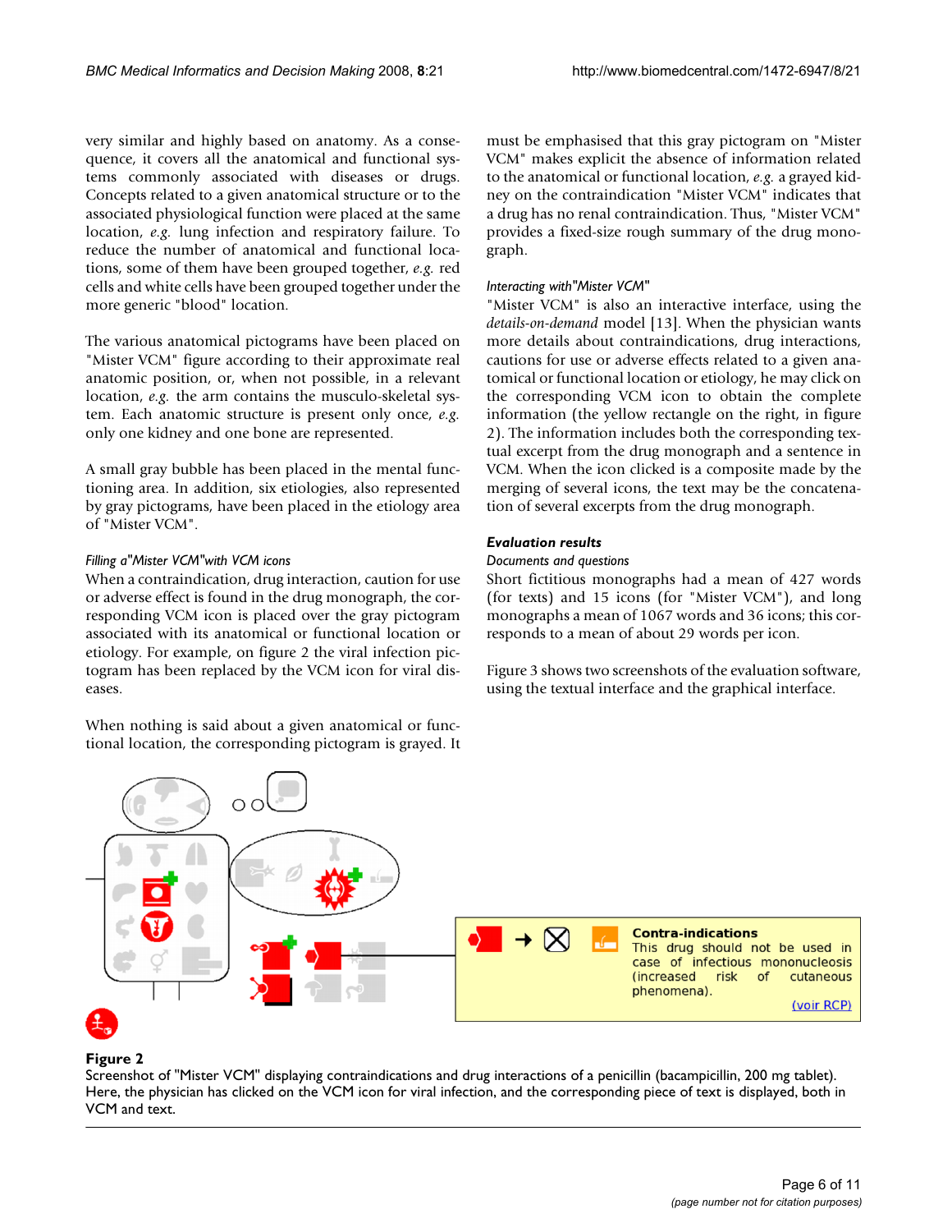very similar and highly based on anatomy. As a consequence, it covers all the anatomical and functional systems commonly associated with diseases or drugs. Concepts related to a given anatomical structure or to the associated physiological function were placed at the same location, *e.g.* lung infection and respiratory failure. To reduce the number of anatomical and functional locations, some of them have been grouped together, *e.g.* red cells and white cells have been grouped together under the more generic "blood" location.

The various anatomical pictograms have been placed on "Mister VCM" figure according to their approximate real anatomic position, or, when not possible, in a relevant location, *e.g.* the arm contains the musculo-skeletal system. Each anatomic structure is present only once, *e.g.* only one kidney and one bone are represented.

A small gray bubble has been placed in the mental functioning area. In addition, six etiologies, also represented by gray pictograms, have been placed in the etiology area of "Mister VCM".

### *Filling a"Mister VCM"with VCM icons*

When a contraindication, drug interaction, caution for use or adverse effect is found in the drug monograph, the corresponding VCM icon is placed over the gray pictogram associated with its anatomical or functional location or etiology. For example, on figure 2 the viral infection pictogram has been replaced by the VCM icon for viral diseases.

When nothing is said about a given anatomical or functional location, the corresponding pictogram is grayed. It must be emphasised that this gray pictogram on "Mister VCM" makes explicit the absence of information related to the anatomical or functional location, *e.g.* a grayed kidney on the contraindication "Mister VCM" indicates that a drug has no renal contraindication. Thus, "Mister VCM" provides a fixed-size rough summary of the drug monograph.

### *Interacting with"Mister VCM"*

"Mister VCM" is also an interactive interface, using the *details-on-demand* model [13]. When the physician wants more details about contraindications, drug interactions, cautions for use or adverse effects related to a given anatomical or functional location or etiology, he may click on the corresponding VCM icon to obtain the complete information (the yellow rectangle on the right, in figure 2). The information includes both the corresponding textual excerpt from the drug monograph and a sentence in VCM. When the icon clicked is a composite made by the merging of several icons, the text may be the concatenation of several excerpts from the drug monograph.

## Evaluation results

### *Documents and questions*

Short fictitious monographs had a mean of 427 words (for texts) and 15 icons (for "Mister VCM"), and long monographs a mean of 1067 words and 36 icons; this corresponds to a mean of about 29 words per icon.

Figure 3 shows two screenshots of the evaluation software, using the textual interface and the graphical interface.

**Contra-indications**
This drug should not be used in case of infectious mononucleosis (increased risk of cutaneous phenomena).
(voir RCP)

**Figure 2**
Screenshot of "Mister VCM" displaying contraindications and drug interactions of a penicillin (bacampicillin, 200 mg tablet). Here, the physician has clicked on the VCM icon for viral infection, and the corresponding piece of text is displayed, both in VCM and text.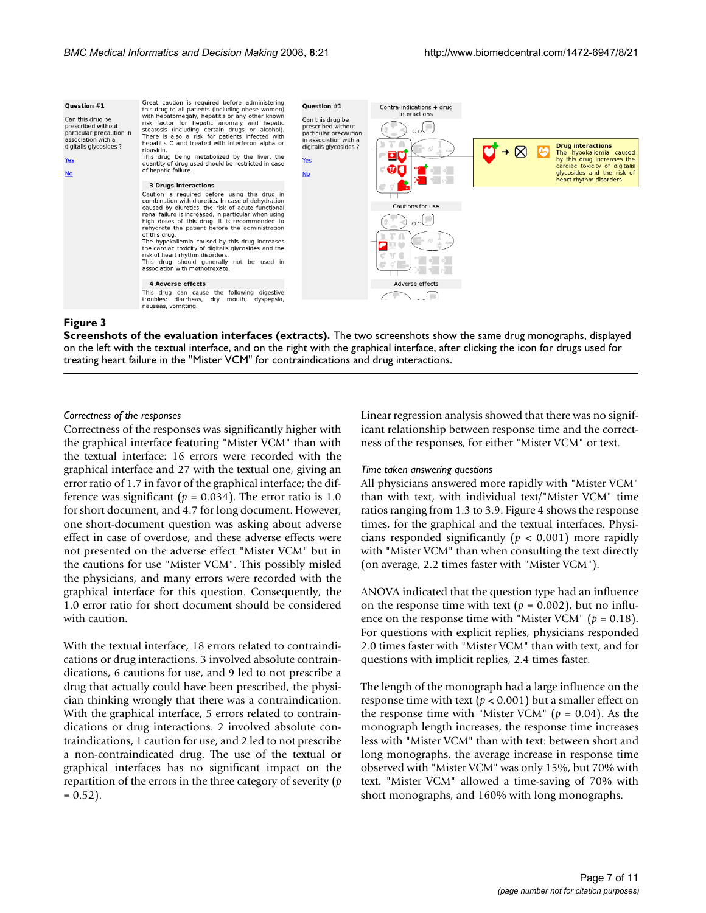**Figure 3**

**Screenshots of the evaluation interfaces (extracts).** The two screenshots show the same drug monographs, displayed on the left with the textual interface, and on the right with the graphical interface, after clicking the icon for drugs used for treating heart failure in the "Mister VCM" for contraindications and drug interactions.

*Correctness of the responses*

Correctness of the responses was significantly higher with the graphical interface featuring "Mister VCM" than with the textual interface: 16 errors were recorded with the graphical interface and 27 with the textual one, giving an error ratio of 1.7 in favor of the graphical interface; the difference was significant ($p = 0.034$). The error ratio is 1.0 for short document, and 4.7 for long document. However, one short-document question was asking about adverse effect in case of overdose, and these adverse effects were not presented on the adverse effect "Mister VCM" but in the cautions for use "Mister VCM". This possibly misled the physicians, and many errors were recorded with the graphical interface for this question. Consequently, the 1.0 error ratio for short document should be considered with caution.

With the textual interface, 18 errors related to contraindications or drug interactions. 3 involved absolute contraindications, 6 cautions for use, and 9 led to not prescribe a drug that actually could have been prescribed, the physician thinking wrongly that there was a contraindication. With the graphical interface, 5 errors related to contraindications or drug interactions. 2 involved absolute contraindications, 1 caution for use, and 2 led to not prescribe a non-contraindicated drug. The use of the textual or graphical interfaces has no significant impact on the repartition of the errors in the three category of severity ($p = 0.52$).

Linear regression analysis showed that there was no significant relationship between response time and the correctness of the responses, for either "Mister VCM" or text.

*Time taken answering questions*

All physicians answered more rapidly with "Mister VCM" than with text, with individual text/"Mister VCM" time ratios ranging from 1.3 to 3.9. Figure 4 shows the response times, for the graphical and the textual interfaces. Physicians responded significantly ($p < 0.001$) more rapidly with "Mister VCM" than when consulting the text directly (on average, 2.2 times faster with "Mister VCM").

ANOVA indicated that the question type had an influence on the response time with text ($p = 0.002$), but no influence on the response time with "Mister VCM" ($p = 0.18$). For questions with explicit replies, physicians responded 2.0 times faster with "Mister VCM" than with text, and for questions with implicit replies, 2.4 times faster.

The length of the monograph had a large influence on the response time with text ($p < 0.001$) but a smaller effect on the response time with "Mister VCM" ($p = 0.04$). As the monograph length increases, the response time increases less with "Mister VCM" than with text: between short and long monographs, the average increase in response time observed with "Mister VCM" was only 15%, but 70% with text. "Mister VCM" allowed a time-saving of 70% with short monographs, and 160% with long monographs.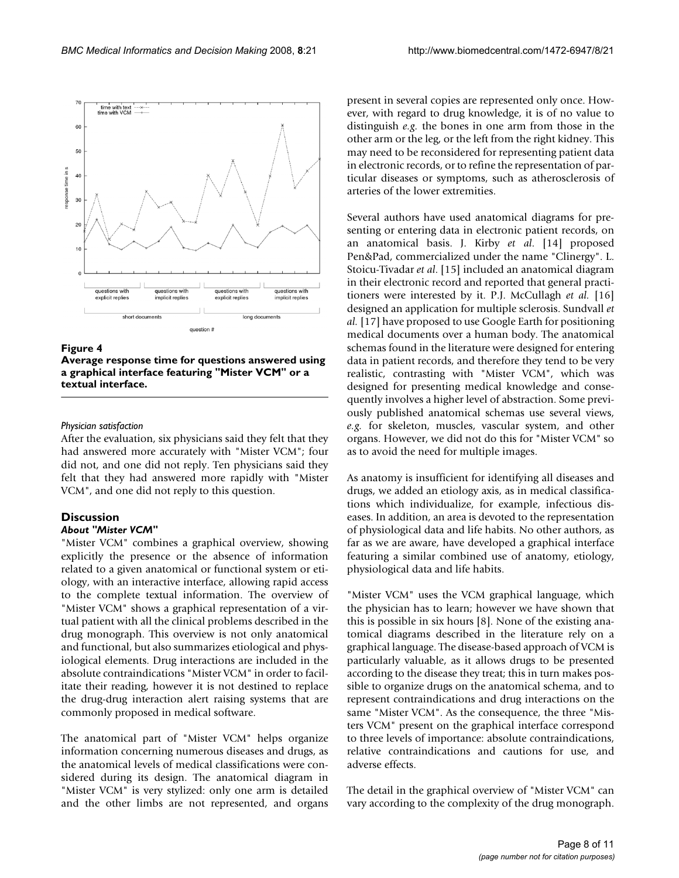**Figure 4**

**Average response time for questions answered using a graphical interface featuring "Mister VCM" or a textual interface.**

*Physician satisfaction*

After the evaluation, six physicians said they felt that they had answered more accurately with "Mister VCM"; four did not, and one did not reply. Ten physicians said they felt that they had answered more rapidly with "Mister VCM", and one did not reply to this question.

## Discussion

### *About "Mister VCM"*

"Mister VCM" combines a graphical overview, showing explicitly the presence or the absence of information related to a given anatomical or functional system or etiology, with an interactive interface, allowing rapid access to the complete textual information. The overview of "Mister VCM" shows a graphical representation of a virtual patient with all the clinical problems described in the drug monograph. This overview is not only anatomical and functional, but also summarizes etiological and physiological elements. Drug interactions are included in the absolute contraindications "Mister VCM" in order to facilitate their reading, however it is not destined to replace the drug-drug interaction alert raising systems that are commonly proposed in medical software.

The anatomical part of "Mister VCM" helps organize information concerning numerous diseases and drugs, as the anatomical levels of medical classifications were considered during its design. The anatomical diagram in "Mister VCM" is very stylized: only one arm is detailed and the other limbs are not represented, and organs present in several copies are represented only once. However, with regard to drug knowledge, it is of no value to distinguish *e.g.* the bones in one arm from those in the other arm or the leg, or the left from the right kidney. This may need to be reconsidered for representing patient data in electronic records, or to refine the representation of particular diseases or symptoms, such as atherosclerosis of arteries of the lower extremities.

Several authors have used anatomical diagrams for presenting or entering data in electronic patient records, on an anatomical basis. J. Kirby *et al*. [14] proposed Pen&Pad, commercialized under the name "Clinergy". L. Stoicu-Tivadar *et al*. [15] included an anatomical diagram in their electronic record and reported that general practitioners were interested by it. P.J. McCullagh *et al*. [16] designed an application for multiple sclerosis. Sundvall *et al*. [17] have proposed to use Google Earth for positioning medical documents over a human body. The anatomical schemas found in the literature were designed for entering data in patient records, and therefore they tend to be very realistic, contrasting with "Mister VCM", which was designed for presenting medical knowledge and consequently involves a higher level of abstraction. Some previously published anatomical schemas use several views, *e.g.* for skeleton, muscles, vascular system, and other organs. However, we did not do this for "Mister VCM" so as to avoid the need for multiple images.

As anatomy is insufficient for identifying all diseases and drugs, we added an etiology axis, as in medical classifications which individualize, for example, infectious diseases. In addition, an area is devoted to the representation of physiological data and life habits. No other authors, as far as we are aware, have developed a graphical interface featuring a similar combined use of anatomy, etiology, physiological data and life habits.

"Mister VCM" uses the VCM graphical language, which the physician has to learn; however we have shown that this is possible in six hours [8]. None of the existing anatomical diagrams described in the literature rely on a graphical language. The disease-based approach of VCM is particularly valuable, as it allows drugs to be presented according to the disease they treat; this in turn makes possible to organize drugs on the anatomical schema, and to represent contraindications and drug interactions on the same "Mister VCM". As the consequence, the three "Misters VCM" present on the graphical interface correspond to three levels of importance: absolute contraindications, relative contraindications and cautions for use, and adverse effects.

The detail in the graphical overview of "Mister VCM" can vary according to the complexity of the drug monograph.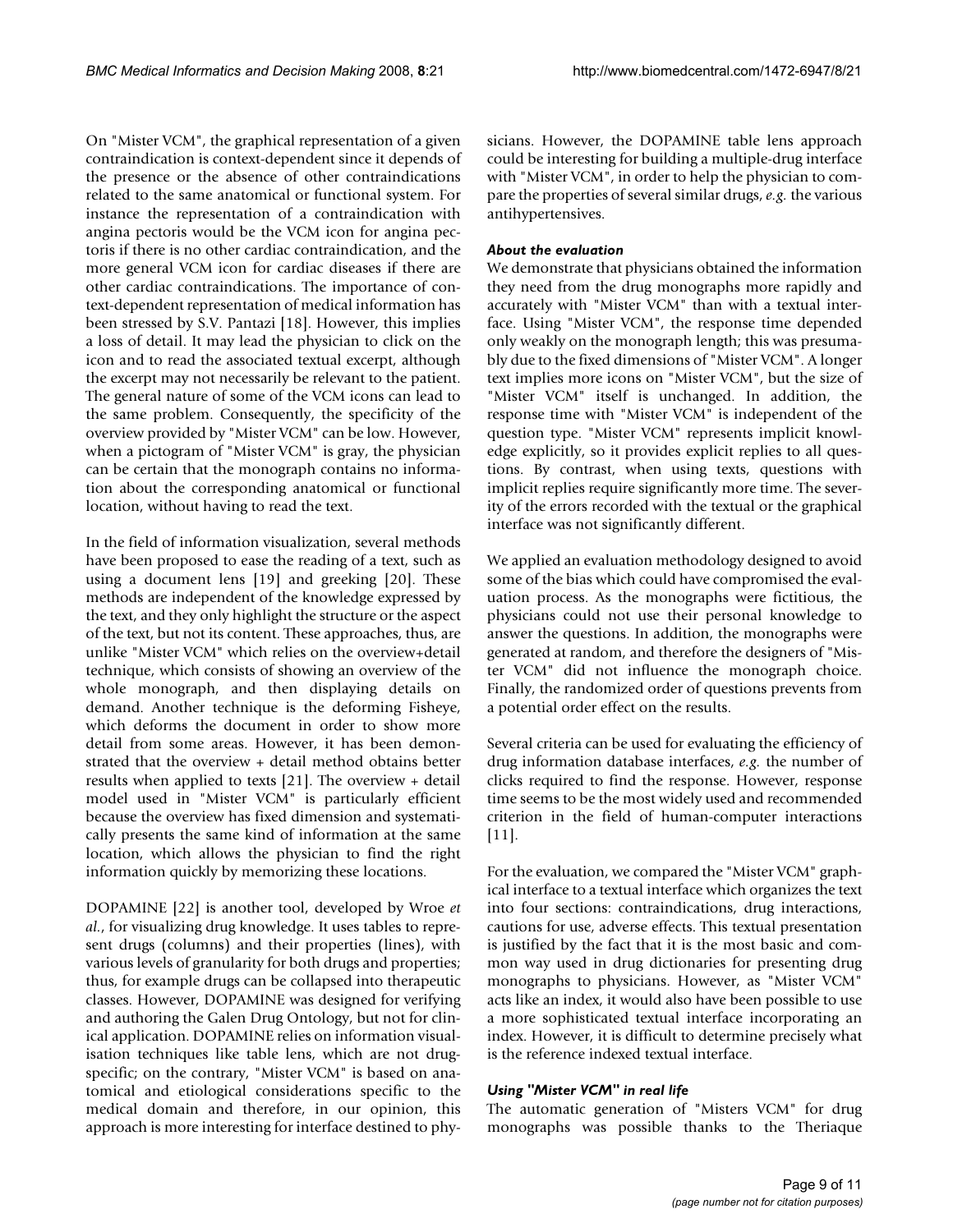On "Mister VCM", the graphical representation of a given contraindication is context-dependent since it depends of the presence or the absence of other contraindications related to the same anatomical or functional system. For instance the representation of a contraindication with angina pectoris would be the VCM icon for angina pectoris if there is no other cardiac contraindication, and the more general VCM icon for cardiac diseases if there are other cardiac contraindications. The importance of context-dependent representation of medical information has been stressed by S.V. Pantazi [18]. However, this implies a loss of detail. It may lead the physician to click on the icon and to read the associated textual excerpt, although the excerpt may not necessarily be relevant to the patient. The general nature of some of the VCM icons can lead to the same problem. Consequently, the specificity of the overview provided by "Mister VCM" can be low. However, when a pictogram of "Mister VCM" is gray, the physician can be certain that the monograph contains no information about the corresponding anatomical or functional location, without having to read the text.

In the field of information visualization, several methods have been proposed to ease the reading of a text, such as using a document lens [19] and greeking [20]. These methods are independent of the knowledge expressed by the text, and they only highlight the structure or the aspect of the text, but not its content. These approaches, thus, are unlike "Mister VCM" which relies on the overview+detail technique, which consists of showing an overview of the whole monograph, and then displaying details on demand. Another technique is the deforming Fisheye, which deforms the document in order to show more detail from some areas. However, it has been demonstrated that the overview + detail method obtains better results when applied to texts [21]. The overview + detail model used in "Mister VCM" is particularly efficient because the overview has fixed dimension and systematically presents the same kind of information at the same location, which allows the physician to find the right information quickly by memorizing these locations.

DOPAMINE [22] is another tool, developed by Wroe *et al.*, for visualizing drug knowledge. It uses tables to represent drugs (columns) and their properties (lines), with various levels of granularity for both drugs and properties; thus, for example drugs can be collapsed into therapeutic classes. However, DOPAMINE was designed for verifying and authoring the Galen Drug Ontology, but not for clinical application. DOPAMINE relies on information visualisation techniques like table lens, which are not drug-specific; on the contrary, "Mister VCM" is based on anatomical and etiological considerations specific to the medical domain and therefore, in our opinion, this approach is more interesting for interface destined to physicians. However, the DOPAMINE table lens approach could be interesting for building a multiple-drug interface with "Mister VCM", in order to help the physician to compare the properties of several similar drugs, *e.g.* the various antihypertensives.

### *About the evaluation*

We demonstrate that physicians obtained the information they need from the drug monographs more rapidly and accurately with "Mister VCM" than with a textual interface. Using "Mister VCM", the response time depended only weakly on the monograph length; this was presumably due to the fixed dimensions of "Mister VCM". A longer text implies more icons on "Mister VCM", but the size of "Mister VCM" itself is unchanged. In addition, the response time with "Mister VCM" is independent of the question type. "Mister VCM" represents implicit knowledge explicitly, so it provides explicit replies to all questions. By contrast, when using texts, questions with implicit replies require significantly more time. The severity of the errors recorded with the textual or the graphical interface was not significantly different.

We applied an evaluation methodology designed to avoid some of the bias which could have compromised the evaluation process. As the monographs were fictitious, the physicians could not use their personal knowledge to answer the questions. In addition, the monographs were generated at random, and therefore the designers of "Mister VCM" did not influence the monograph choice. Finally, the randomized order of questions prevents from a potential order effect on the results.

Several criteria can be used for evaluating the efficiency of drug information database interfaces, *e.g.* the number of clicks required to find the response. However, response time seems to be the most widely used and recommended criterion in the field of human-computer interactions [11].

For the evaluation, we compared the "Mister VCM" graphical interface to a textual interface which organizes the text into four sections: contraindications, drug interactions, cautions for use, adverse effects. This textual presentation is justified by the fact that it is the most basic and common way used in drug dictionaries for presenting drug monographs to physicians. However, as "Mister VCM" acts like an index, it would also have been possible to use a more sophisticated textual interface incorporating an index. However, it is difficult to determine precisely what is the reference indexed textual interface.

### *Using "Mister VCM" in real life*

The automatic generation of "Misters VCM" for drug monographs was possible thanks to the Theriaque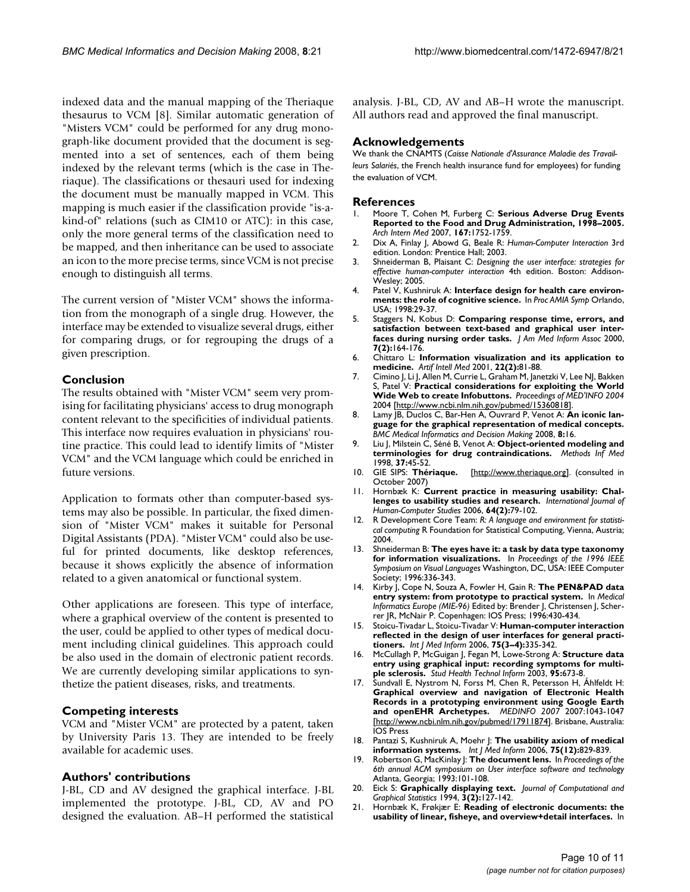indexed data and the manual mapping of the Theriaque thesaurus to VCM [8]. Similar automatic generation of "Misters VCM" could be performed for any drug monograph-like document provided that the document is segmented into a set of sentences, each of them being indexed by the relevant terms (which is the case in Theriaque). The classifications or thesauri used for indexing the document must be manually mapped in VCM. This mapping is much easier if the classification provide "is-a-kind-of" relations (such as CIM10 or ATC): in this case, only the more general terms of the classification need to be mapped, and then inheritance can be used to associate an icon to the more precise terms, since VCM is not precise enough to distinguish all terms.

The current version of "Mister VCM" shows the information from the monograph of a single drug. However, the interface may be extended to visualize several drugs, either for comparing drugs, or for regrouping the drugs of a given prescription.

## Conclusion

The results obtained with "Mister VCM" seem very promising for facilitating physicians' access to drug monograph content relevant to the specificities of individual patients. This interface now requires evaluation in physicians' routine practice. This could lead to identify limits of "Mister VCM" and the VCM language which could be enriched in future versions.

Application to formats other than computer-based systems may also be possible. In particular, the fixed dimension of "Mister VCM" makes it suitable for Personal Digital Assistants (PDA). "Mister VCM" could also be useful for printed documents, like desktop references, because it shows explicitly the absence of information related to a given anatomical or functional system.

Other applications are foreseen. This type of interface, where a graphical overview of the content is presented to the user, could be applied to other types of medical document including clinical guidelines. This approach could be also used in the domain of electronic patient records. We are currently developing similar applications to synthetize the patient diseases, risks, and treatments.

## Competing interests

VCM and "Mister VCM" are protected by a patent, taken by University Paris 13. They are intended to be freely available for academic uses.

## Authors' contributions

J-BL, CD and AV designed the graphical interface. J-BL implemented the prototype. J-BL, CD, AV and PO designed the evaluation. AB–H performed the statistical analysis. J-BL, CD, AV and AB–H wrote the manuscript. All authors read and approved the final manuscript.

## Acknowledgements

We thank the CNAMTS (*Caisse Nationale d'Assurance Maladie des Travailleurs Salariés*, the French health insurance fund for employees) for funding the evaluation of VCM.

## References

1. Moore T, Cohen M, Furberg C: **Serious Adverse Drug Events Reported to the Food and Drug Administration, 1998–2005.** *Arch Intern Med* 2007, **167:**1752-1759.
2. Dix A, Finlay J, Abowd G, Beale R: *Human-Computer Interaction* 3rd edition. London: Prentice Hall; 2003.
3. Shneiderman B, Plaisant C: *Designing the user interface: strategies for effective human-computer interaction* 4th edition. Boston: Addison-Wesley; 2005.
4. Patel V, Kushniruk A: **Interface design for health care environments: the role of cognitive science.** In *Proc AMIA Symp* Orlando, USA; 1998:29-37.
5. Staggers N, Kobus D: **Comparing response time, errors, and satisfaction between text-based and graphical user interfaces during nursing order tasks.** *J Am Med Inform Assoc* 2000, **7(2):**164-176.
6. Chittaro L: **Information visualization and its application to medicine.** *Artif Intell Med* 2001, **22(2):**81-88.
7. Cimino J, Li J, Allen M, Currie L, Graham M, Janetzki V, Lee NJ, Bakken S, Patel V: **Practical considerations for exploiting the World Wide Web to create Infobuttons.** *Proceedings of MED'INFO 2004* 2004 [http://www.ncbi.nlm.nih.gov/pubmed/15360818].
8. Lamy JB, Duclos C, Bar-Hen A, Ouvrard P, Venot A: **An iconic language for the graphical representation of medical concepts.** *BMC Medical Informatics and Decision Making* 2008, **8:**16.
9. Liu J, Milstein C, Séné B, Venot A: **Object-oriented modeling and terminologies for drug contraindications.** *Methods Inf Med* 1998, **37:**45-52.
10. GIE SIPS: **Thériaque.** [http://www.theriaque.org]. (consulted in October 2007)
11. Hornbæk K: **Current practice in measuring usability: Challenges to usability studies and research.** *International Journal of Human-Computer Studies* 2006, **64(2):**79-102.
12. R Development Core Team: *R: A language and environment for statistical computing* R Foundation for Statistical Computing, Vienna, Austria; 2004.
13. Shneiderman B: **The eyes have it: a task by data type taxonomy for information visualizations.** In *Proceedings of the 1996 IEEE Symposium on Visual Languages* Washington, DC, USA: IEEE Computer Society; 1996:336-343.
14. Kirby J, Cope N, Souza A, Fowler H, Gain R: **The PEN&PAD data entry system: from prototype to practical system.** In *Medical Informatics Europe (MIE-96)* Edited by: Brender J, Christensen J, Scherrer JR, McNair P. Copenhagen: IOS Press; 1996:430-434.
15. Stoicu-Tivadar L, Stoicu-Tivadar V: **Human-computer interaction reflected in the design of user interfaces for general practitioners.** *Int J Med Inform* 2006, **75(3–4):**335-342.
16. McCullagh P, McGuigan J, Fegan M, Lowe-Strong A: **Structure data entry using graphical input: recording symptoms for multiple sclerosis.** *Stud Health Technol Inform* 2003, **95:**673-8.
17. Sundvall E, Nystrom N, Forss M, Chen R, Petersson H, Åhlfeldt H: **Graphical overview and navigation of Electronic Health Records in a prototyping environment using Google Earth and openEHR Archetypes.** *MEDINFO 2007* 2007:1043-1047 [http://www.ncbi.nlm.nih.gov/pubmed/17911874]. Brisbane, Australia: IOS Press
18. Pantazi S, Kushniruk A, Moehr J: **The usability axiom of medical information systems.** *Int J Med Inform* 2006, **75(12):**829-839.
19. Robertson G, MacKinlay J: **The document lens.** In *Proceedings of the 6th annual ACM symposium on User interface software and technology* Atlanta, Georgia; 1993:101-108.
20. Eick S: **Graphically displaying text.** *Journal of Computational and Graphical Statistics* 1994, **3(2):**127-142.
21. Hornbæk K, Frøkjær E: **Reading of electronic documents: the usability of linear, fisheye, and overview+detail interfaces.** In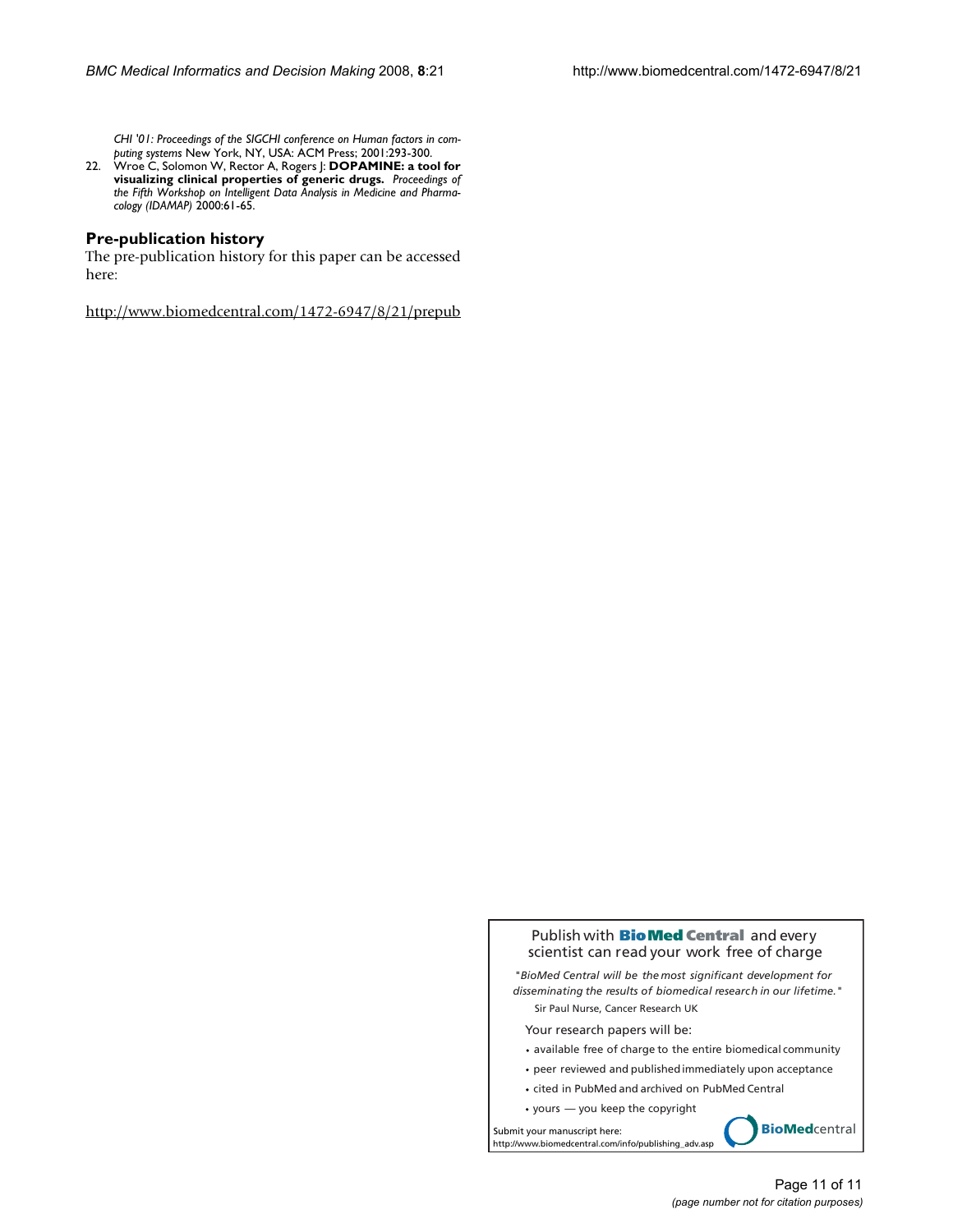*CHI '01: Proceedings of the SIGCHI conference on Human factors in computing systems* New York, NY, USA: ACM Press; 2001:293-300.

22. Wroe C, Solomon W, Rector A, Rogers J: **DOPAMINE: a tool for visualizing clinical properties of generic drugs.** *Proceedings of the Fifth Workshop on Intelligent Data Analysis in Medicine and Pharmacology (IDAMAP)* 2000:61-65.

## Pre-publication history

The pre-publication history for this paper can be accessed here:

http://www.biomedcentral.com/1472-6947/8/21/prepub

Publish with **BioMed Central** and every scientist can read your work free of charge

*"BioMed Central will be the most significant development for disseminating the results of biomedical research in our lifetime."*
Sir Paul Nurse, Cancer Research UK

Your research papers will be:

- available free of charge to the entire biomedical community
- peer reviewed and published immediately upon acceptance
- cited in PubMed and archived on PubMed Central
- yours — you keep the copyright

Submit your manuscript here:
http://www.biomedcentral.com/info/publishing_adv.asp

**BioMed**central